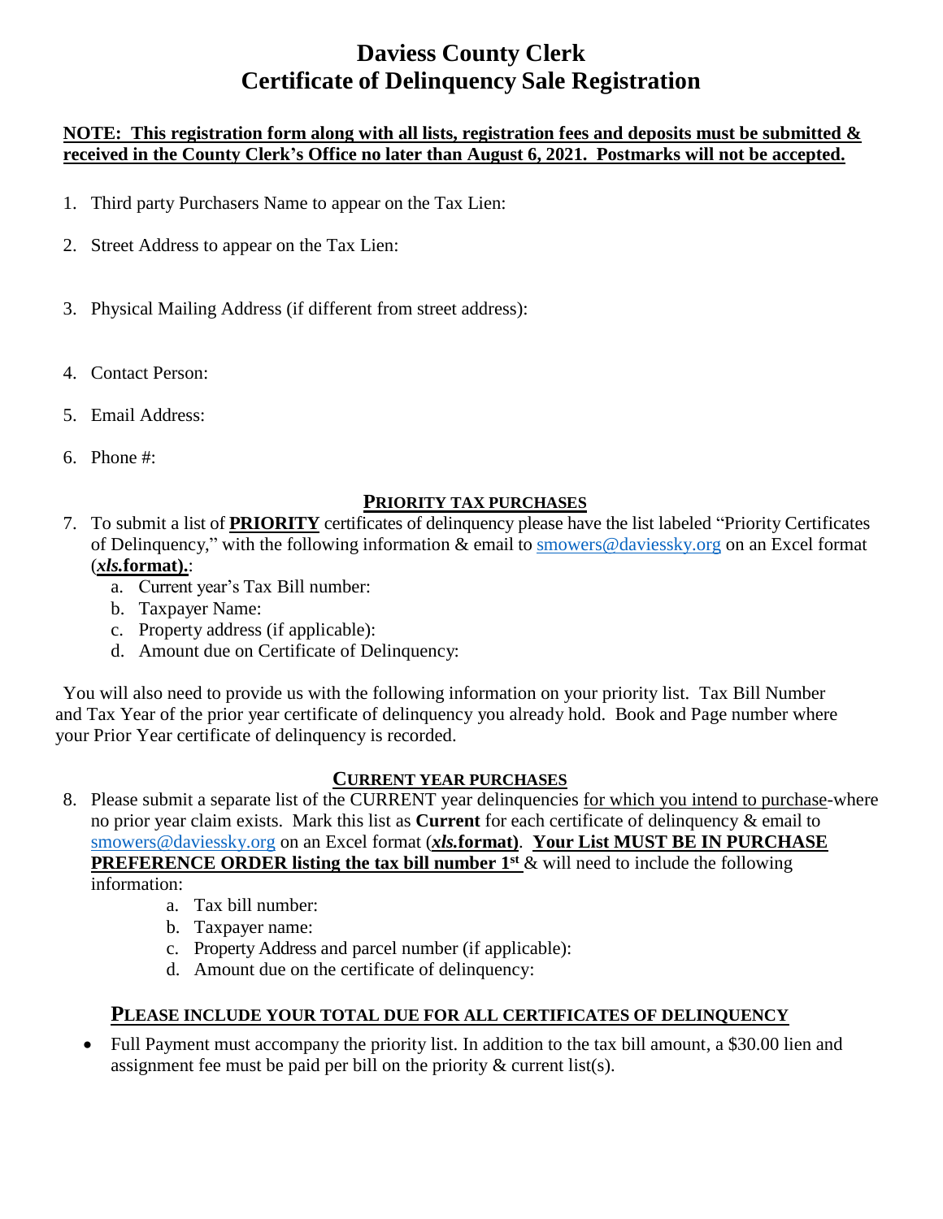# Daviess County Clerk
# Certificate of Delinquency Sale Registration

**NOTE: This registration form along with all lists, registration fees and deposits must be submitted & received in the County Clerk's Office no later than August 6, 2021. Postmarks will not be accepted.**

1. Third party Purchasers Name to appear on the Tax Lien:
2. Street Address to appear on the Tax Lien:
3. Physical Mailing Address (if different from street address):
4. Contact Person:
5. Email Address:
6. Phone #:

## PRIORITY TAX PURCHASES

7. To submit a list of **PRIORITY** certificates of delinquency please have the list labeled "Priority Certificates of Delinquency," with the following information & email to smowers@daviessky.org on an Excel format (***xls.*format).**:
    a. Current year's Tax Bill number:
    b. Taxpayer Name:
    c. Property address (if applicable):
    d. Amount due on Certificate of Delinquency:

You will also need to provide us with the following information on your priority list. Tax Bill Number and Tax Year of the prior year certificate of delinquency you already hold. Book and Page number where your Prior Year certificate of delinquency is recorded.

## CURRENT YEAR PURCHASES

8. Please submit a separate list of the CURRENT year delinquencies for which you intend to purchase-where no prior year claim exists. Mark this list as **Current** for each certificate of delinquency & email to smowers@daviessky.org on an Excel format (***xls.*format)**. **Your List MUST BE IN PURCHASE PREFERENCE ORDER listing the tax bill number 1st** & will need to include the following information:
    a. Tax bill number:
    b. Taxpayer name:
    c. Property Address and parcel number (if applicable):
    d. Amount due on the certificate of delinquency:

## PLEASE INCLUDE YOUR TOTAL DUE FOR ALL CERTIFICATES OF DELINQUENCY

- Full Payment must accompany the priority list. In addition to the tax bill amount, a $30.00 lien and assignment fee must be paid per bill on the priority & current list(s).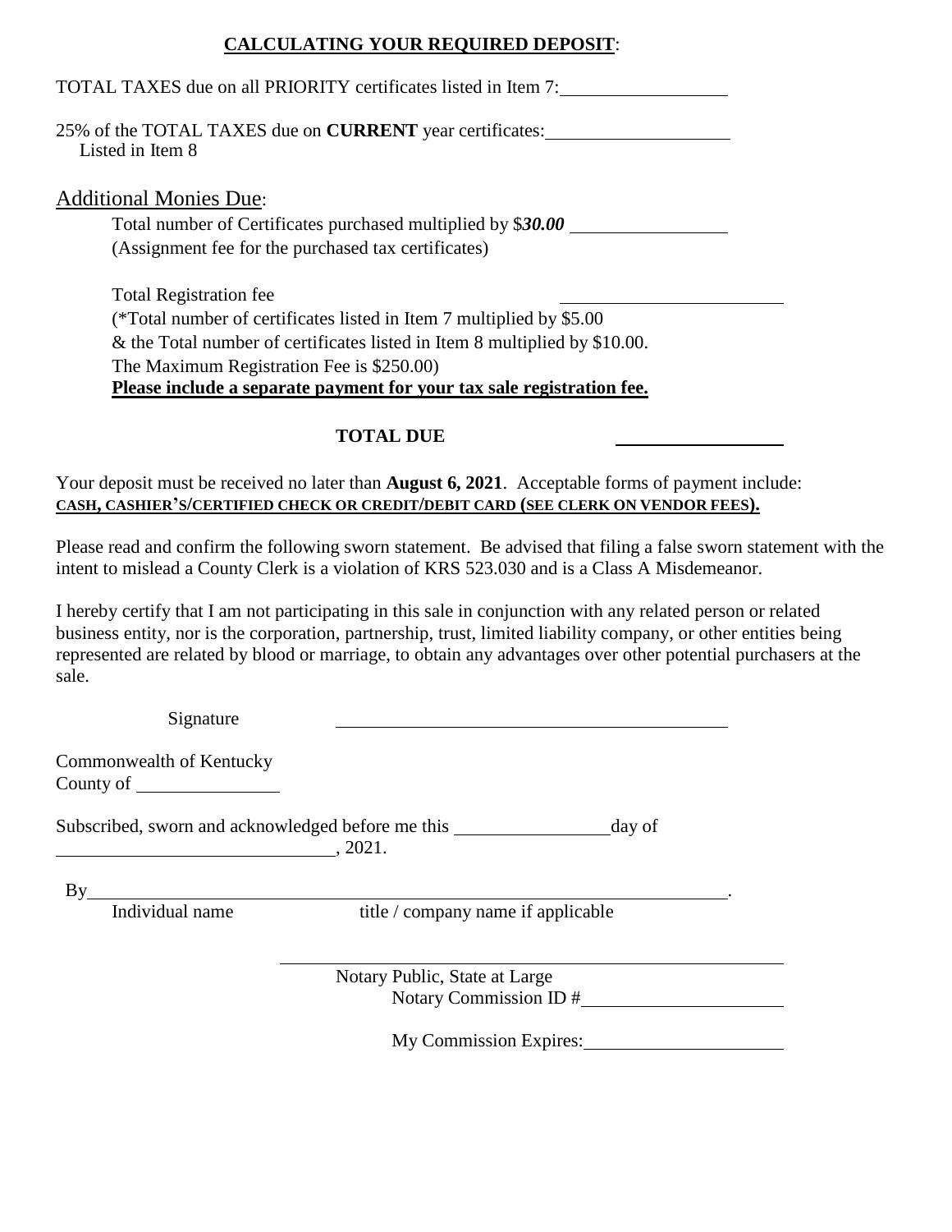## **CALCULATING YOUR REQUIRED DEPOSIT**:

TOTAL TAXES due on all PRIORITY certificates listed in Item 7: ________________

25% of the TOTAL TAXES due on **CURRENT** year certificates: ________________
Listed in Item 8

### Additional Monies Due:

Total number of Certificates purchased multiplied by $***30.00*** ________________
(Assignment fee for the purchased tax certificates)

Total Registration fee ________________
(*Total number of certificates listed in Item 7 multiplied by $5.00
& the Total number of certificates listed in Item 8 multiplied by $10.00.
The Maximum Registration Fee is $250.00)
**Please include a separate payment for your tax sale registration fee.**

**TOTAL DUE** ________________

Your deposit must be received no later than **August 6, 2021**. Acceptable forms of payment include:
**CASH, CASHIER'S/CERTIFIED CHECK OR CREDIT/DEBIT CARD (SEE CLERK ON VENDOR FEES).**

Please read and confirm the following sworn statement. Be advised that filing a false sworn statement with the intent to mislead a County Clerk is a violation of KRS 523.030 and is a Class A Misdemeanor.

I hereby certify that I am not participating in this sale in conjunction with any related person or related business entity, nor is the corporation, partnership, trust, limited liability company, or other entities being represented are related by blood or marriage, to obtain any advantages over other potential purchasers at the sale.

Signature ________________________________

Commonwealth of Kentucky
County of ______________

Subscribed, sworn and acknowledged before me this ______________ day of
__________________________, 2021.

By ____________________________________________________________.
Individual name title / company name if applicable

________________________________
Notary Public, State at Large
Notary Commission ID # ________________

My Commission Expires: ________________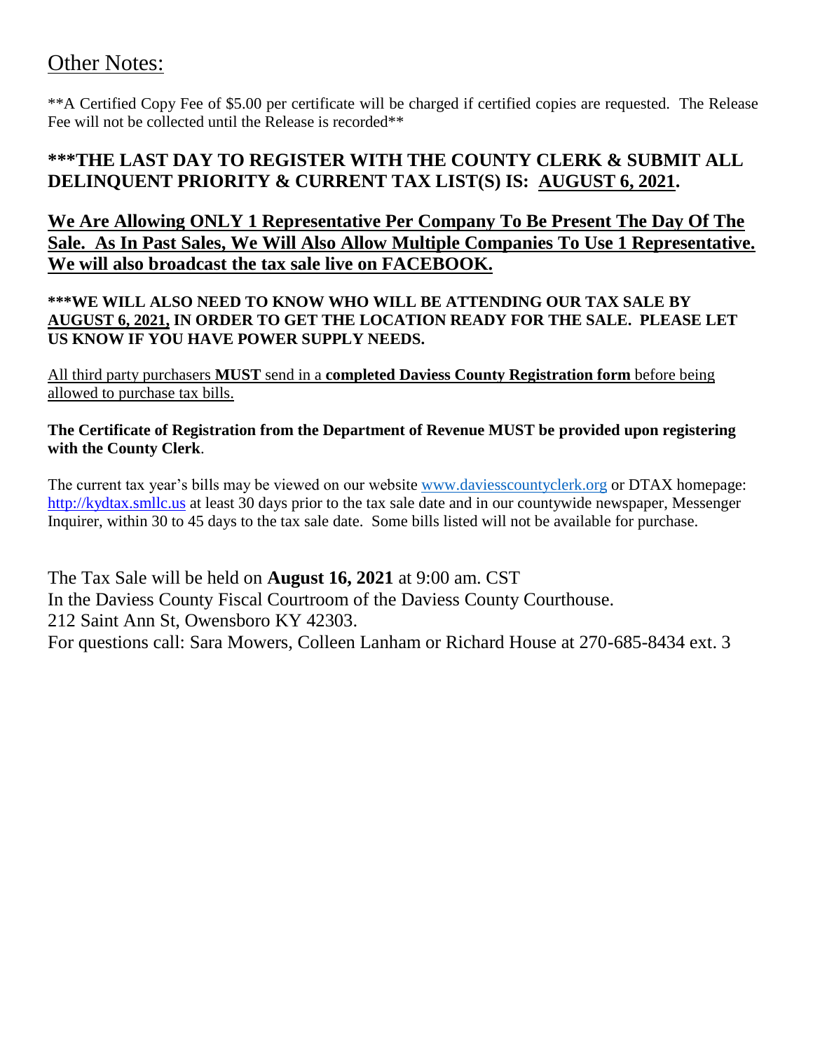## Other Notes:

**A Certified Copy Fee of $5.00 per certificate will be charged if certified copies are requested. The Release Fee will not be collected until the Release is recorded**

### ***THE LAST DAY TO REGISTER WITH THE COUNTY CLERK & SUBMIT ALL DELINQUENT PRIORITY & CURRENT TAX LIST(S) IS: AUGUST 6, 2021.

### We Are Allowing ONLY 1 Representative Per Company To Be Present The Day Of The Sale. As In Past Sales, We Will Also Allow Multiple Companies To Use 1 Representative. We will also broadcast the tax sale live on FACEBOOK.

**\*\*\*WE WILL ALSO NEED TO KNOW WHO WILL BE ATTENDING OUR TAX SALE BY AUGUST 6, 2021, IN ORDER TO GET THE LOCATION READY FOR THE SALE. PLEASE LET US KNOW IF YOU HAVE POWER SUPPLY NEEDS.**

All third party purchasers **MUST** send in a **completed Daviess County Registration form** before being allowed to purchase tax bills.

**The Certificate of Registration from the Department of Revenue MUST be provided upon registering with the County Clerk**.

The current tax year's bills may be viewed on our website www.daviesscountyclerk.org or DTAX homepage: http://kydtax.smllc.us at least 30 days prior to the tax sale date and in our countywide newspaper, Messenger Inquirer, within 30 to 45 days to the tax sale date. Some bills listed will not be available for purchase.

The Tax Sale will be held on **August 16, 2021** at 9:00 am. CST
In the Daviess County Fiscal Courtroom of the Daviess County Courthouse.
212 Saint Ann St, Owensboro KY 42303.
For questions call: Sara Mowers, Colleen Lanham or Richard House at 270-685-8434 ext. 3